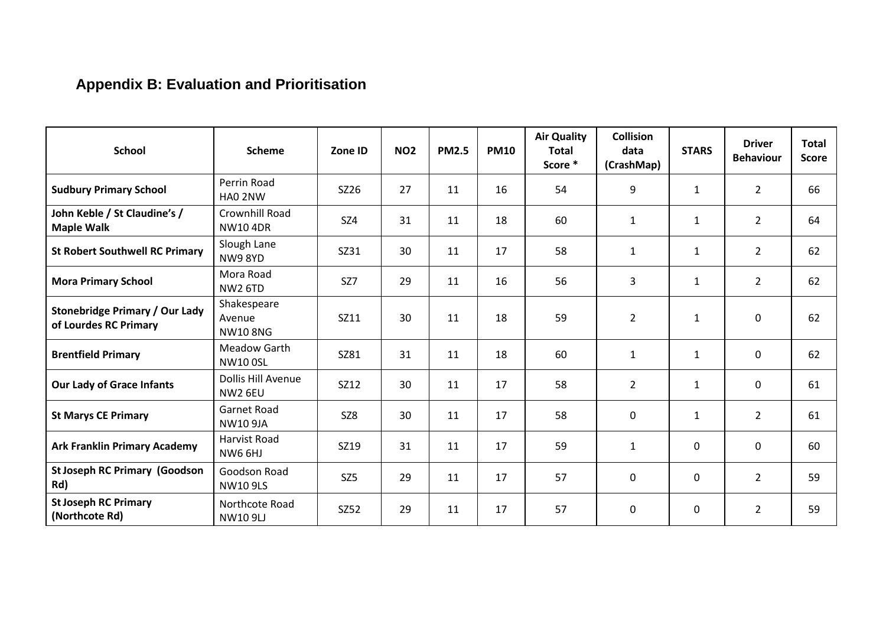## Appendix B: Evaluation and Prioritisation

| School | Scheme | Zone ID | $NO_2$ | PM2.5 | PM10 | Air Quality Total Score * | Collision data (CrashMap) | STARS | Driver Behaviour | Total Score |
|---|---|---|---|---|---|---|---|---|---|---|
| **Sudbury Primary School** | Perrin Road HA0 2NW | SZ26 | 27 | 11 | 16 | 54 | 9 | 1 | 2 | 66 |
| **John Keble / St Claudine's / Maple Walk** | Crownhill Road NW10 4DR | SZ4 | 31 | 11 | 18 | 60 | 1 | 1 | 2 | 64 |
| **St Robert Southwell RC Primary** | Slough Lane NW9 8YD | SZ31 | 30 | 11 | 17 | 58 | 1 | 1 | 2 | 62 |
| **Mora Primary School** | Mora Road NW2 6TD | SZ7 | 29 | 11 | 16 | 56 | 3 | 1 | 2 | 62 |
| **Stonebridge Primary / Our Lady of Lourdes RC Primary** | Shakespeare Avenue NW10 8NG | SZ11 | 30 | 11 | 18 | 59 | 2 | 1 | 0 | 62 |
| **Brentfield Primary** | Meadow Garth NW10 0SL | SZ81 | 31 | 11 | 18 | 60 | 1 | 1 | 0 | 62 |
| **Our Lady of Grace Infants** | Dollis Hill Avenue NW2 6EU | SZ12 | 30 | 11 | 17 | 58 | 2 | 1 | 0 | 61 |
| **St Marys CE Primary** | Garnet Road NW10 9JA | SZ8 | 30 | 11 | 17 | 58 | 0 | 1 | 2 | 61 |
| **Ark Franklin Primary Academy** | Harvist Road NW6 6HJ | SZ19 | 31 | 11 | 17 | 59 | 1 | 0 | 0 | 60 |
| **St Joseph RC Primary (Goodson Rd)** | Goodson Road NW10 9LS | SZ5 | 29 | 11 | 17 | 57 | 0 | 0 | 2 | 59 |
| **St Joseph RC Primary (Northcote Rd)** | Northcote Road NW10 9LJ | SZ52 | 29 | 11 | 17 | 57 | 0 | 0 | 2 | 59 |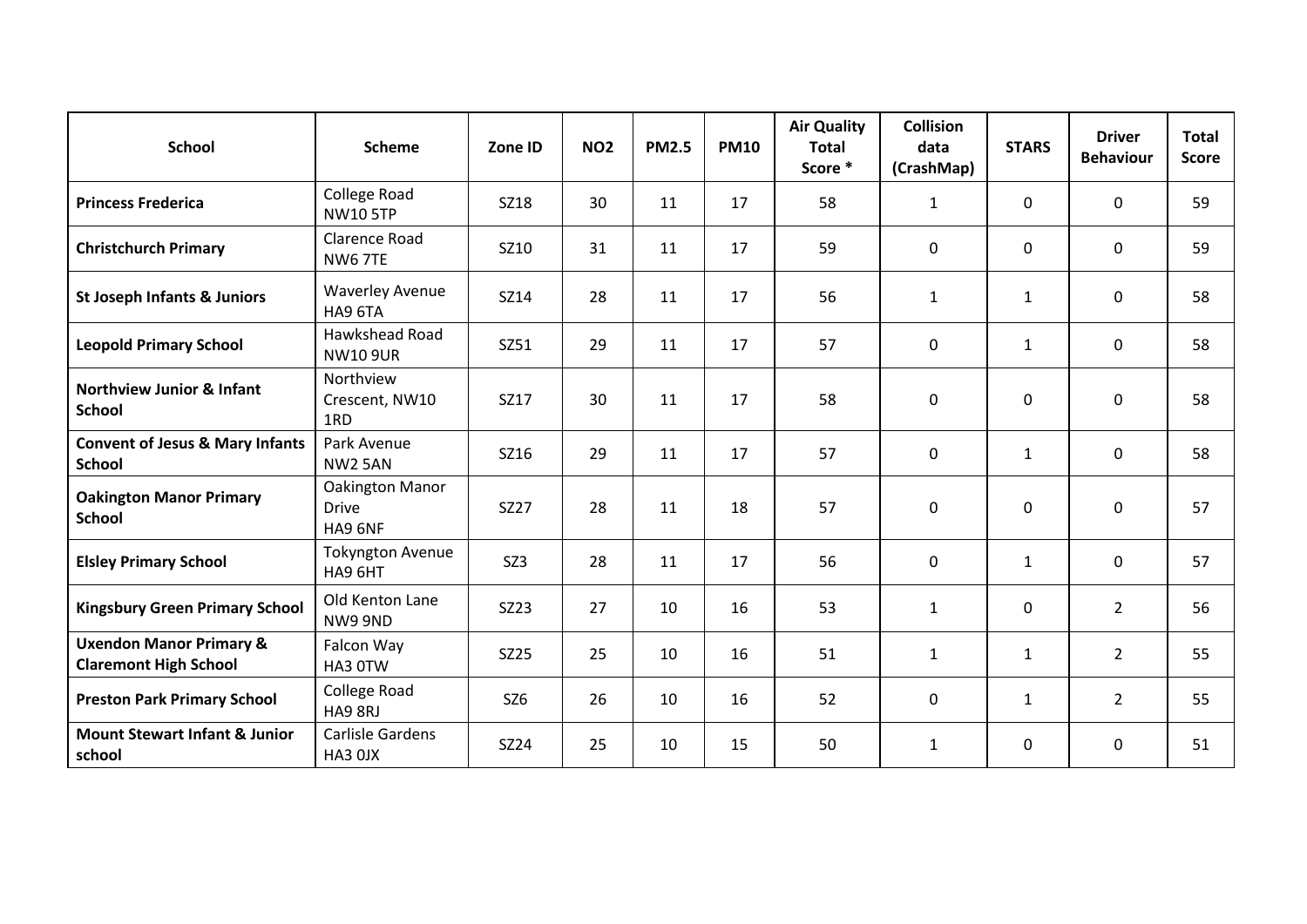| School | Scheme | Zone ID | $NO_2$ | PM2.5 | PM10 | Air Quality Total Score * | Collision data (CrashMap) | STARS | Driver Behaviour | Total Score |
|---|---|---|---|---|---|---|---|---|---|---|
| **Princess Frederica** | College Road NW10 5TP | SZ18 | 30 | 11 | 17 | 58 | 1 | 0 | 0 | 59 |
| **Christchurch Primary** | Clarence Road NW6 7TE | SZ10 | 31 | 11 | 17 | 59 | 0 | 0 | 0 | 59 |
| **St Joseph Infants & Juniors** | Waverley Avenue HA9 6TA | SZ14 | 28 | 11 | 17 | 56 | 1 | 1 | 0 | 58 |
| **Leopold Primary School** | Hawkshead Road NW10 9UR | SZ51 | 29 | 11 | 17 | 57 | 0 | 1 | 0 | 58 |
| **Northview Junior & Infant School** | Northview Crescent, NW10 1RD | SZ17 | 30 | 11 | 17 | 58 | 0 | 0 | 0 | 58 |
| **Convent of Jesus & Mary Infants School** | Park Avenue NW2 5AN | SZ16 | 29 | 11 | 17 | 57 | 0 | 1 | 0 | 58 |
| **Oakington Manor Primary School** | Oakington Manor Drive HA9 6NF | SZ27 | 28 | 11 | 18 | 57 | 0 | 0 | 0 | 57 |
| **Elsley Primary School** | Tokyngton Avenue HA9 6HT | SZ3 | 28 | 11 | 17 | 56 | 0 | 1 | 0 | 57 |
| **Kingsbury Green Primary School** | Old Kenton Lane NW9 9ND | SZ23 | 27 | 10 | 16 | 53 | 1 | 0 | 2 | 56 |
| **Uxendon Manor Primary & Claremont High School** | Falcon Way HA3 0TW | SZ25 | 25 | 10 | 16 | 51 | 1 | 1 | 2 | 55 |
| **Preston Park Primary School** | College Road HA9 8RJ | SZ6 | 26 | 10 | 16 | 52 | 0 | 1 | 2 | 55 |
| **Mount Stewart Infant & Junior school** | Carlisle Gardens HA3 0JX | SZ24 | 25 | 10 | 15 | 50 | 1 | 0 | 0 | 51 |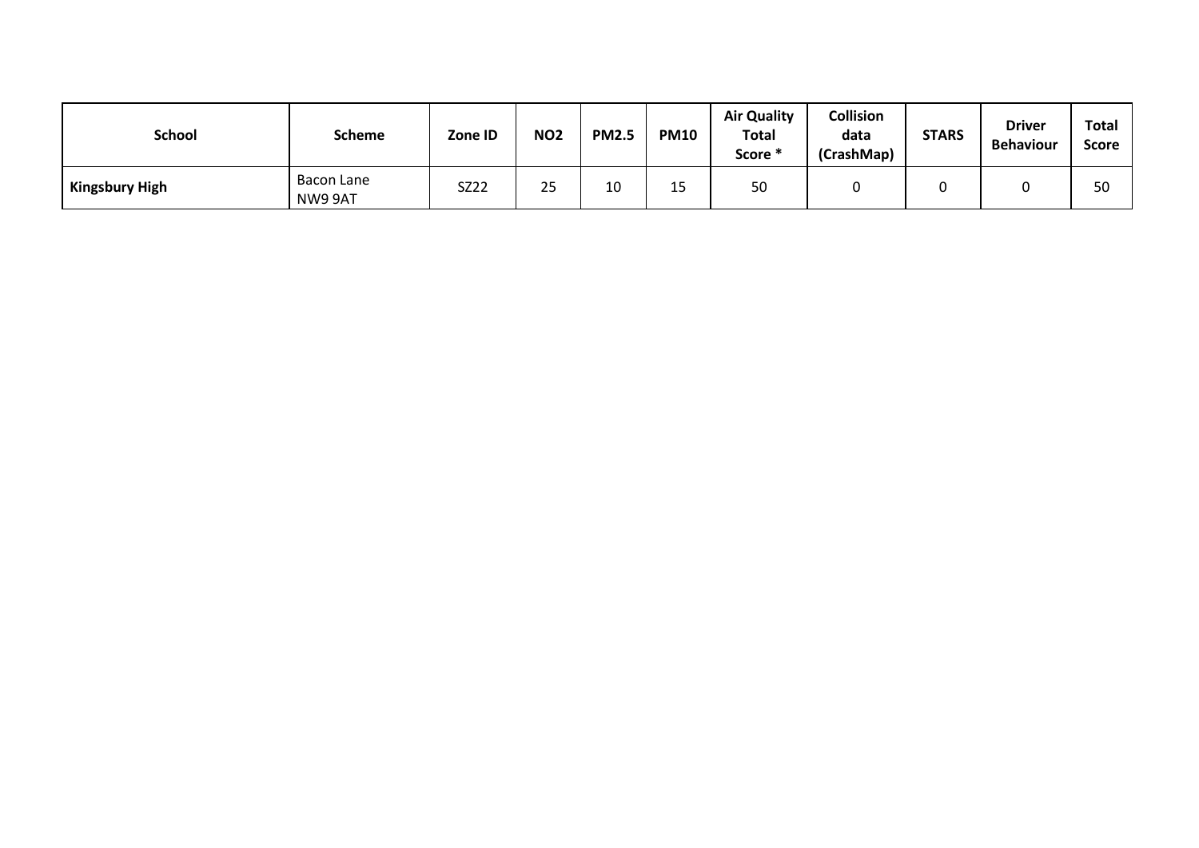| School | Scheme | Zone ID | NO2 | PM2.5 | PM10 | Air Quality Total Score * | Collision data (CrashMap) | STARS | Driver Behaviour | Total Score |
|---|---|---|---|---|---|---|---|---|---|---|
| **Kingsbury High** | Bacon Lane NW9 9AT | SZ22 | 25 | 10 | 15 | 50 | 0 | 0 | 0 | 50 |